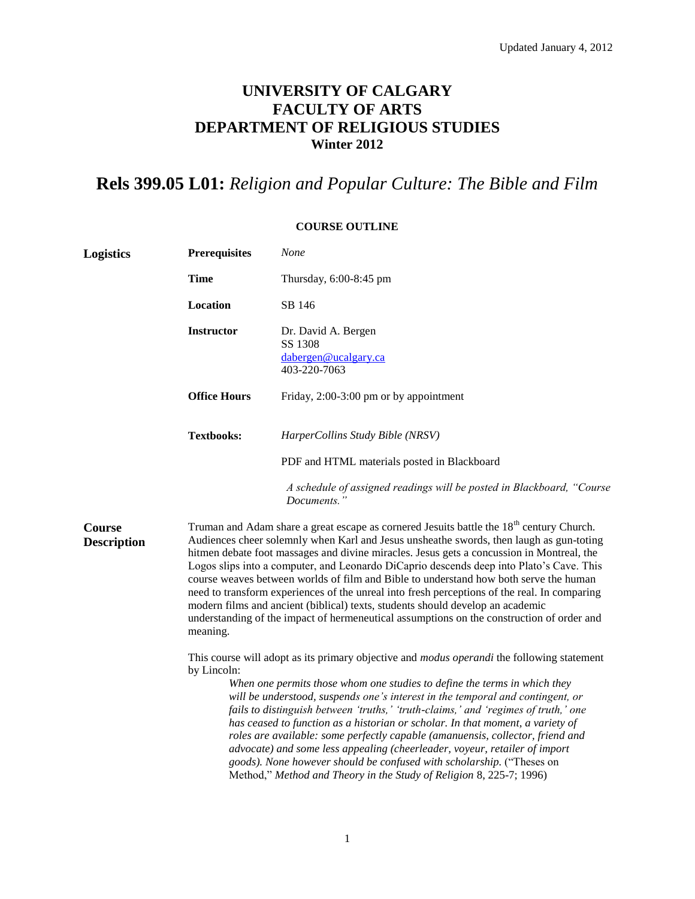Updated January 4, 2012

# UNIVERSITY OF CALGARY
# FACULTY OF ARTS
# DEPARTMENT OF RELIGIOUS STUDIES
### Winter 2012

# **Rels 399.05 L01:** *Religion and Popular Culture: The Bible and Film*

**COURSE OUTLINE**

| **Logistics** | | |
|---|---|---|
| | **Prerequisites** | *None* |
| | **Time** | Thursday, 6:00-8:45 pm |
| | **Location** | SB 146 |
| | **Instructor** | Dr. David A. Bergen<br>SS 1308<br>dabergen@ucalgary.ca<br>403-220-7063 |
| | **Office Hours** | Friday, 2:00-3:00 pm or by appointment |
| | **Textbooks:** | *HarperCollins Study Bible (NRSV)*<br><br>PDF and HTML materials posted in Blackboard<br><br>*A schedule of assigned readings will be posted in Blackboard, "Course Documents."* |

**Course Description**

Truman and Adam share a great escape as cornered Jesuits battle the 18th century Church. Audiences cheer solemnly when Karl and Jesus unsheathe swords, then laugh as gun-toting hitmen debate foot massages and divine miracles. Jesus gets a concussion in Montreal, the Logos slips into a computer, and Leonardo DiCaprio descends deep into Plato's Cave. This course weaves between worlds of film and Bible to understand how both serve the human need to transform experiences of the unreal into fresh perceptions of the real. In comparing modern films and ancient (biblical) texts, students should develop an academic understanding of the impact of hermeneutical assumptions on the construction of order and meaning.

This course will adopt as its primary objective and *modus operandi* the following statement by Lincoln:

> *When one permits those whom one studies to define the terms in which they will be understood, suspends one's interest in the temporal and contingent, or fails to distinguish between 'truths,' 'truth-claims,' and 'regimes of truth,' one has ceased to function as a historian or scholar. In that moment, a variety of roles are available: some perfectly capable (amanuensis, collector, friend and advocate) and some less appealing (cheerleader, voyeur, retailer of import goods). None however should be confused with scholarship.* ("Theses on Method," *Method and Theory in the Study of Religion* 8, 225-7; 1996)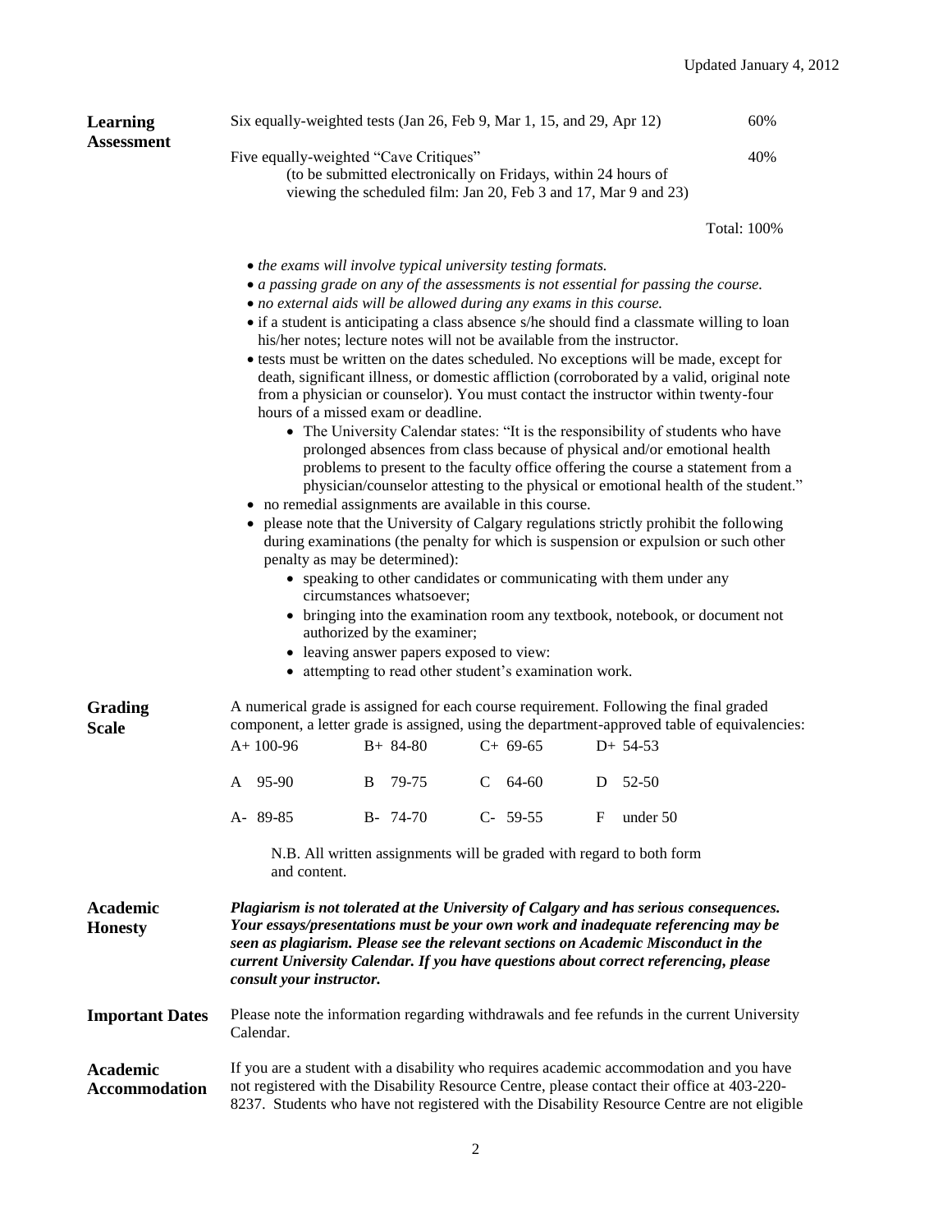Updated January 4, 2012

**Learning Assessment**

| | |
|---|---|
| Six equally-weighted tests (Jan 26, Feb 9, Mar 1, 15, and 29, Apr 12) | 60% |
| Five equally-weighted "Cave Critiques" (to be submitted electronically on Fridays, within 24 hours of viewing the scheduled film: Jan 20, Feb 3 and 17, Mar 9 and 23) | 40% |
| | Total: 100% |

- *the exams will involve typical university testing formats.*
- *a passing grade on any of the assessments is not essential for passing the course.*
- *no external aids will be allowed during any exams in this course.*
- if a student is anticipating a class absence s/he should find a classmate willing to loan his/her notes; lecture notes will not be available from the instructor.
- tests must be written on the dates scheduled. No exceptions will be made, except for death, significant illness, or domestic affliction (corroborated by a valid, original note from a physician or counselor). You must contact the instructor within twenty-four hours of a missed exam or deadline.
    - The University Calendar states: "It is the responsibility of students who have prolonged absences from class because of physical and/or emotional health problems to present to the faculty office offering the course a statement from a physician/counselor attesting to the physical or emotional health of the student."
- no remedial assignments are available in this course.
- please note that the University of Calgary regulations strictly prohibit the following during examinations (the penalty for which is suspension or expulsion or such other penalty as may be determined):
    - speaking to other candidates or communicating with them under any circumstances whatsoever;
    - bringing into the examination room any textbook, notebook, or document not authorized by the examiner;
    - leaving answer papers exposed to view:
    - attempting to read other student's examination work.

**Grading Scale**

A numerical grade is assigned for each course requirement. Following the final graded component, a letter grade is assigned, using the department-approved table of equivalencies:

| | | | |
|---|---|---|---|
| A+ 100-96 | B+ 84-80 | C+ 69-65 | D+ 54-53 |
| A 95-90 | B 79-75 | C 64-60 | D 52-50 |
| A- 89-85 | B- 74-70 | C- 59-55 | F under 50 |

N.B. All written assignments will be graded with regard to both form and content.

**Academic Honesty**

***Plagiarism is not tolerated at the University of Calgary and has serious consequences. Your essays/presentations must be your own work and inadequate referencing may be seen as plagiarism. Please see the relevant sections on Academic Misconduct in the current University Calendar. If you have questions about correct referencing, please consult your instructor.***

**Important Dates**

Please note the information regarding withdrawals and fee refunds in the current University Calendar.

**Academic Accommodation**

If you are a student with a disability who requires academic accommodation and you have not registered with the Disability Resource Centre, please contact their office at 403-220-8237. Students who have not registered with the Disability Resource Centre are not eligible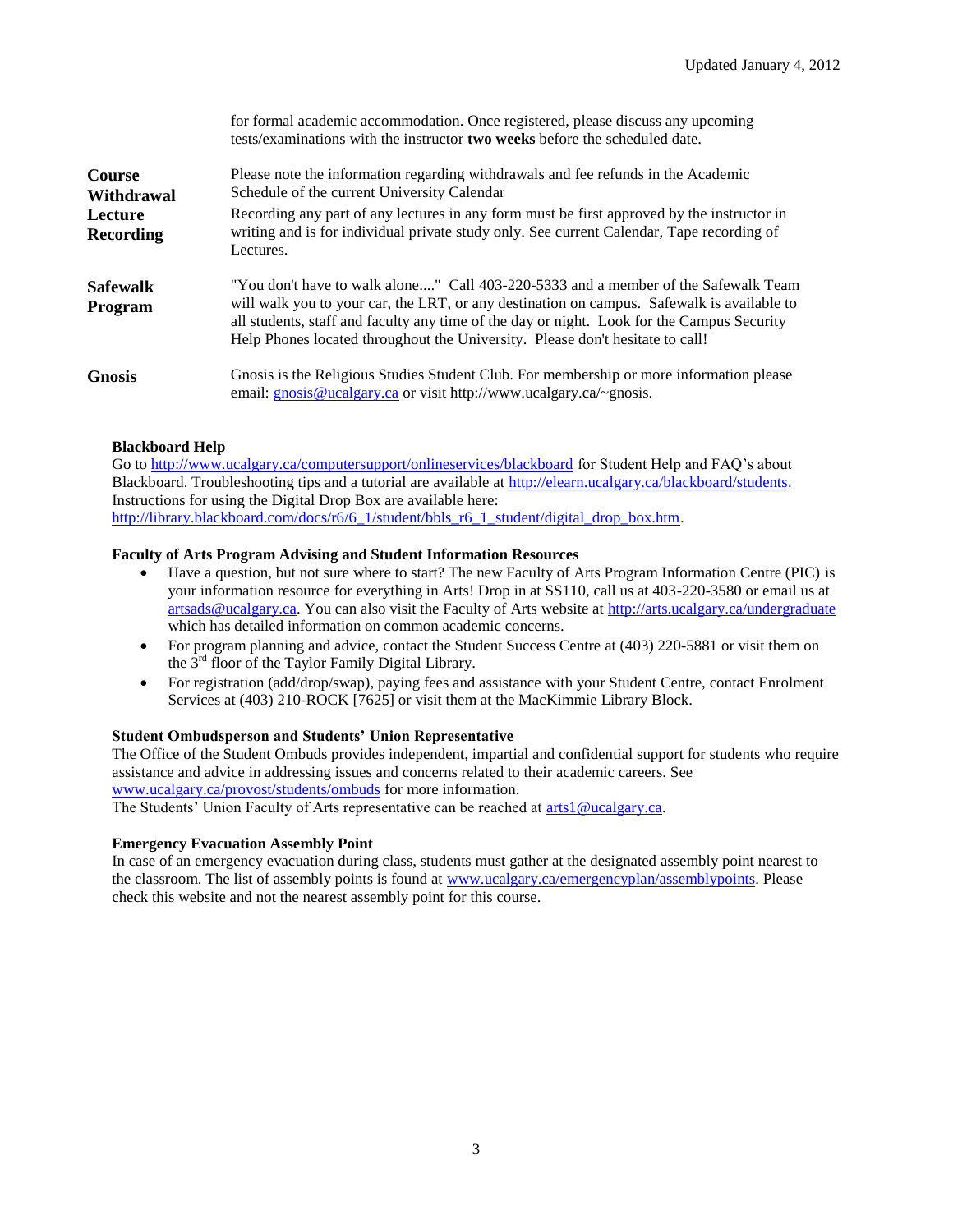for formal academic accommodation. Once registered, please discuss any upcoming tests/examinations with the instructor **two weeks** before the scheduled date.

| | |
|---|---|
| **Course Withdrawal** | Please note the information regarding withdrawals and fee refunds in the Academic Schedule of the current University Calendar |
| **Lecture Recording** | Recording any part of any lectures in any form must be first approved by the instructor in writing and is for individual private study only. See current Calendar, Tape recording of Lectures. |
| **Safewalk Program** | "You don't have to walk alone...." Call 403-220-5333 and a member of the Safewalk Team will walk you to your car, the LRT, or any destination on campus. Safewalk is available to all students, staff and faculty any time of the day or night. Look for the Campus Security Help Phones located throughout the University. Please don't hesitate to call! |
| **Gnosis** | Gnosis is the Religious Studies Student Club. For membership or more information please email: gnosis@ucalgary.ca or visit http://www.ucalgary.ca/~gnosis. |

**Blackboard Help**

Go to http://www.ucalgary.ca/computersupport/onlineservices/blackboard for Student Help and FAQ's about Blackboard. Troubleshooting tips and a tutorial are available at http://elearn.ucalgary.ca/blackboard/students. Instructions for using the Digital Drop Box are available here: http://library.blackboard.com/docs/r6/6_1/student/bbls_r6_1_student/digital_drop_box.htm.

**Faculty of Arts Program Advising and Student Information Resources**

- Have a question, but not sure where to start? The new Faculty of Arts Program Information Centre (PIC) is your information resource for everything in Arts! Drop in at SS110, call us at 403-220-3580 or email us at artsads@ucalgary.ca. You can also visit the Faculty of Arts website at http://arts.ucalgary.ca/undergraduate which has detailed information on common academic concerns.
- For program planning and advice, contact the Student Success Centre at (403) 220-5881 or visit them on the 3rd floor of the Taylor Family Digital Library.
- For registration (add/drop/swap), paying fees and assistance with your Student Centre, contact Enrolment Services at (403) 210-ROCK [7625] or visit them at the MacKimmie Library Block.

**Student Ombudsperson and Students' Union Representative**

The Office of the Student Ombuds provides independent, impartial and confidential support for students who require assistance and advice in addressing issues and concerns related to their academic careers. See www.ucalgary.ca/provost/students/ombuds for more information.
The Students' Union Faculty of Arts representative can be reached at arts1@ucalgary.ca.

**Emergency Evacuation Assembly Point**

In case of an emergency evacuation during class, students must gather at the designated assembly point nearest to the classroom. The list of assembly points is found at www.ucalgary.ca/emergencyplan/assemblypoints. Please check this website and not the nearest assembly point for this course.